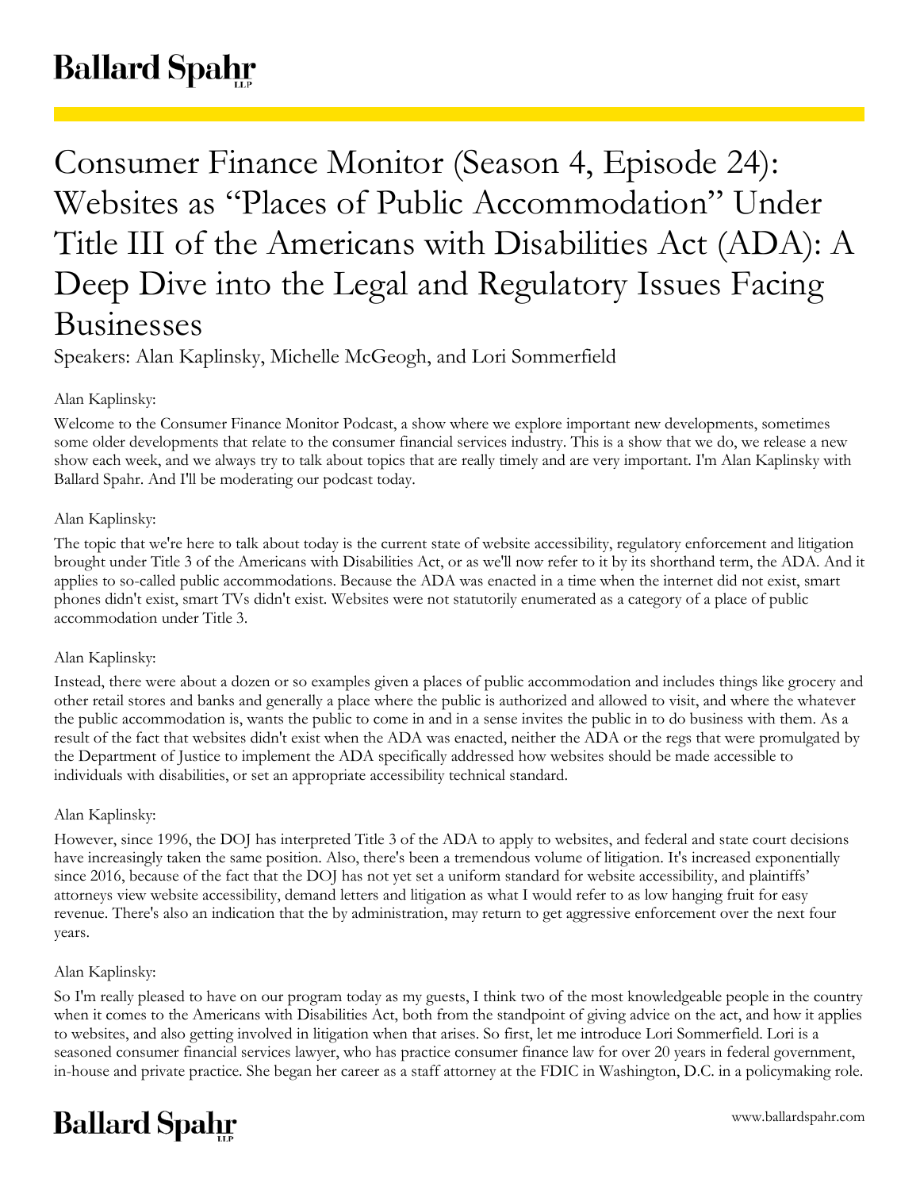# Consumer Finance Monitor (Season 4, Episode 24): Websites as "Places of Public Accommodation" Under Title III of the Americans with Disabilities Act (ADA): A Deep Dive into the Legal and Regulatory Issues Facing Businesses

Speakers: Alan Kaplinsky, Michelle McGeogh, and Lori Sommerfield

Alan Kaplinsky:

Welcome to the Consumer Finance Monitor Podcast, a show where we explore important new developments, sometimes some older developments that relate to the consumer financial services industry. This is a show that we do, we release a new show each week, and we always try to talk about topics that are really timely and are very important. I'm Alan Kaplinsky with Ballard Spahr. And I'll be moderating our podcast today.

Alan Kaplinsky:

The topic that we're here to talk about today is the current state of website accessibility, regulatory enforcement and litigation brought under Title 3 of the Americans with Disabilities Act, or as we'll now refer to it by its shorthand term, the ADA. And it applies to so-called public accommodations. Because the ADA was enacted in a time when the internet did not exist, smart phones didn't exist, smart TVs didn't exist. Websites were not statutorily enumerated as a category of a place of public accommodation under Title 3.

Alan Kaplinsky:

Instead, there were about a dozen or so examples given a places of public accommodation and includes things like grocery and other retail stores and banks and generally a place where the public is authorized and allowed to visit, and where the whatever the public accommodation is, wants the public to come in and in a sense invites the public in to do business with them. As a result of the fact that websites didn't exist when the ADA was enacted, neither the ADA or the regs that were promulgated by the Department of Justice to implement the ADA specifically addressed how websites should be made accessible to individuals with disabilities, or set an appropriate accessibility technical standard.

Alan Kaplinsky:

However, since 1996, the DOJ has interpreted Title 3 of the ADA to apply to websites, and federal and state court decisions have increasingly taken the same position. Also, there's been a tremendous volume of litigation. It's increased exponentially since 2016, because of the fact that the DOJ has not yet set a uniform standard for website accessibility, and plaintiffs' attorneys view website accessibility, demand letters and litigation as what I would refer to as low hanging fruit for easy revenue. There's also an indication that the by administration, may return to get aggressive enforcement over the next four years.

Alan Kaplinsky:

So I'm really pleased to have on our program today as my guests, I think two of the most knowledgeable people in the country when it comes to the Americans with Disabilities Act, both from the standpoint of giving advice on the act, and how it applies to websites, and also getting involved in litigation when that arises. So first, let me introduce Lori Sommerfield. Lori is a seasoned consumer financial services lawyer, who has practice consumer finance law for over 20 years in federal government, in-house and private practice. She began her career as a staff attorney at the FDIC in Washington, D.C. in a policymaking role.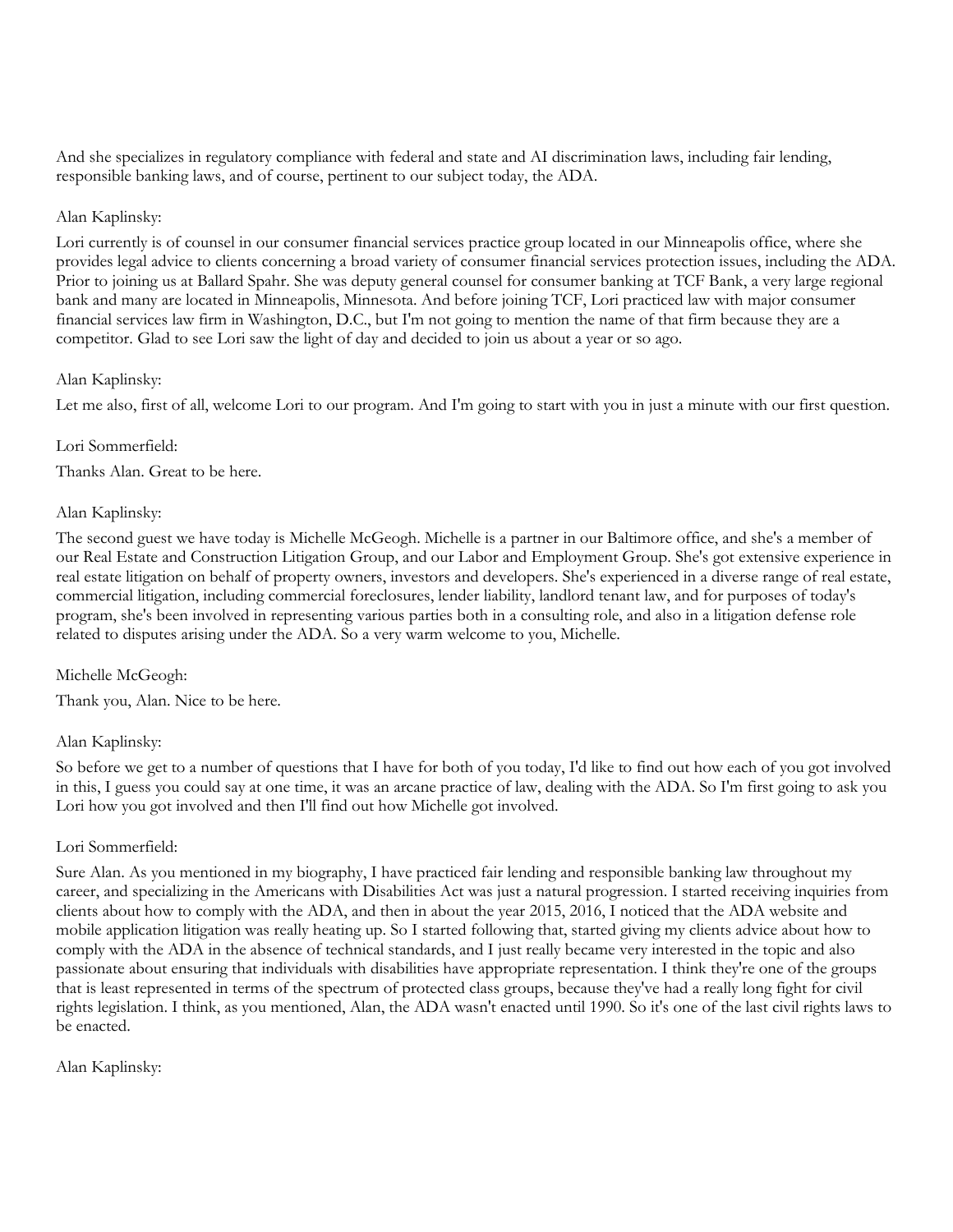And she specializes in regulatory compliance with federal and state and AI discrimination laws, including fair lending, responsible banking laws, and of course, pertinent to our subject today, the ADA.

Alan Kaplinsky:

Lori currently is of counsel in our consumer financial services practice group located in our Minneapolis office, where she provides legal advice to clients concerning a broad variety of consumer financial services protection issues, including the ADA. Prior to joining us at Ballard Spahr. She was deputy general counsel for consumer banking at TCF Bank, a very large regional bank and many are located in Minneapolis, Minnesota. And before joining TCF, Lori practiced law with major consumer financial services law firm in Washington, D.C., but I'm not going to mention the name of that firm because they are a competitor. Glad to see Lori saw the light of day and decided to join us about a year or so ago.

Alan Kaplinsky:

Let me also, first of all, welcome Lori to our program. And I'm going to start with you in just a minute with our first question.

Lori Sommerfield:

Thanks Alan. Great to be here.

Alan Kaplinsky:

The second guest we have today is Michelle McGeogh. Michelle is a partner in our Baltimore office, and she's a member of our Real Estate and Construction Litigation Group, and our Labor and Employment Group. She's got extensive experience in real estate litigation on behalf of property owners, investors and developers. She's experienced in a diverse range of real estate, commercial litigation, including commercial foreclosures, lender liability, landlord tenant law, and for purposes of today's program, she's been involved in representing various parties both in a consulting role, and also in a litigation defense role related to disputes arising under the ADA. So a very warm welcome to you, Michelle.

Michelle McGeogh:

Thank you, Alan. Nice to be here.

Alan Kaplinsky:

So before we get to a number of questions that I have for both of you today, I'd like to find out how each of you got involved in this, I guess you could say at one time, it was an arcane practice of law, dealing with the ADA. So I'm first going to ask you Lori how you got involved and then I'll find out how Michelle got involved.

Lori Sommerfield:

Sure Alan. As you mentioned in my biography, I have practiced fair lending and responsible banking law throughout my career, and specializing in the Americans with Disabilities Act was just a natural progression. I started receiving inquiries from clients about how to comply with the ADA, and then in about the year 2015, 2016, I noticed that the ADA website and mobile application litigation was really heating up. So I started following that, started giving my clients advice about how to comply with the ADA in the absence of technical standards, and I just really became very interested in the topic and also passionate about ensuring that individuals with disabilities have appropriate representation. I think they're one of the groups that is least represented in terms of the spectrum of protected class groups, because they've had a really long fight for civil rights legislation. I think, as you mentioned, Alan, the ADA wasn't enacted until 1990. So it's one of the last civil rights laws to be enacted.

Alan Kaplinsky: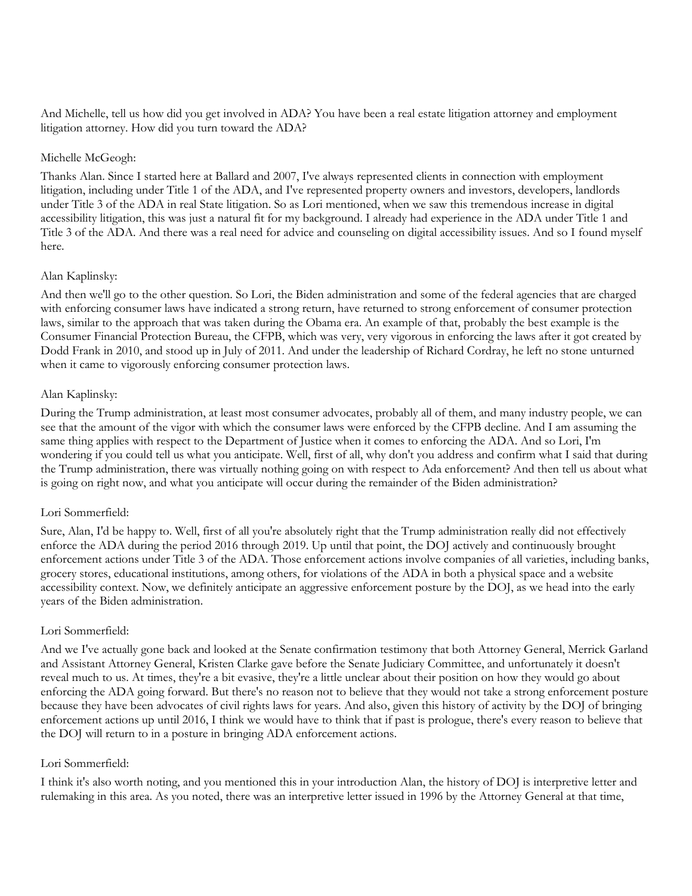And Michelle, tell us how did you get involved in ADA? You have been a real estate litigation attorney and employment litigation attorney. How did you turn toward the ADA?

Michelle McGeogh:

Thanks Alan. Since I started here at Ballard and 2007, I've always represented clients in connection with employment litigation, including under Title 1 of the ADA, and I've represented property owners and investors, developers, landlords under Title 3 of the ADA in real State litigation. So as Lori mentioned, when we saw this tremendous increase in digital accessibility litigation, this was just a natural fit for my background. I already had experience in the ADA under Title 1 and Title 3 of the ADA. And there was a real need for advice and counseling on digital accessibility issues. And so I found myself here.

Alan Kaplinsky:

And then we'll go to the other question. So Lori, the Biden administration and some of the federal agencies that are charged with enforcing consumer laws have indicated a strong return, have returned to strong enforcement of consumer protection laws, similar to the approach that was taken during the Obama era. An example of that, probably the best example is the Consumer Financial Protection Bureau, the CFPB, which was very, very vigorous in enforcing the laws after it got created by Dodd Frank in 2010, and stood up in July of 2011. And under the leadership of Richard Cordray, he left no stone unturned when it came to vigorously enforcing consumer protection laws.

Alan Kaplinsky:

During the Trump administration, at least most consumer advocates, probably all of them, and many industry people, we can see that the amount of the vigor with which the consumer laws were enforced by the CFPB decline. And I am assuming the same thing applies with respect to the Department of Justice when it comes to enforcing the ADA. And so Lori, I'm wondering if you could tell us what you anticipate. Well, first of all, why don't you address and confirm what I said that during the Trump administration, there was virtually nothing going on with respect to Ada enforcement? And then tell us about what is going on right now, and what you anticipate will occur during the remainder of the Biden administration?

Lori Sommerfield:

Sure, Alan, I'd be happy to. Well, first of all you're absolutely right that the Trump administration really did not effectively enforce the ADA during the period 2016 through 2019. Up until that point, the DOJ actively and continuously brought enforcement actions under Title 3 of the ADA. Those enforcement actions involve companies of all varieties, including banks, grocery stores, educational institutions, among others, for violations of the ADA in both a physical space and a website accessibility context. Now, we definitely anticipate an aggressive enforcement posture by the DOJ, as we head into the early years of the Biden administration.

Lori Sommerfield:

And we I've actually gone back and looked at the Senate confirmation testimony that both Attorney General, Merrick Garland and Assistant Attorney General, Kristen Clarke gave before the Senate Judiciary Committee, and unfortunately it doesn't reveal much to us. At times, they're a bit evasive, they're a little unclear about their position on how they would go about enforcing the ADA going forward. But there's no reason not to believe that they would not take a strong enforcement posture because they have been advocates of civil rights laws for years. And also, given this history of activity by the DOJ of bringing enforcement actions up until 2016, I think we would have to think that if past is prologue, there's every reason to believe that the DOJ will return to in a posture in bringing ADA enforcement actions.

Lori Sommerfield:

I think it's also worth noting, and you mentioned this in your introduction Alan, the history of DOJ is interpretive letter and rulemaking in this area. As you noted, there was an interpretive letter issued in 1996 by the Attorney General at that time,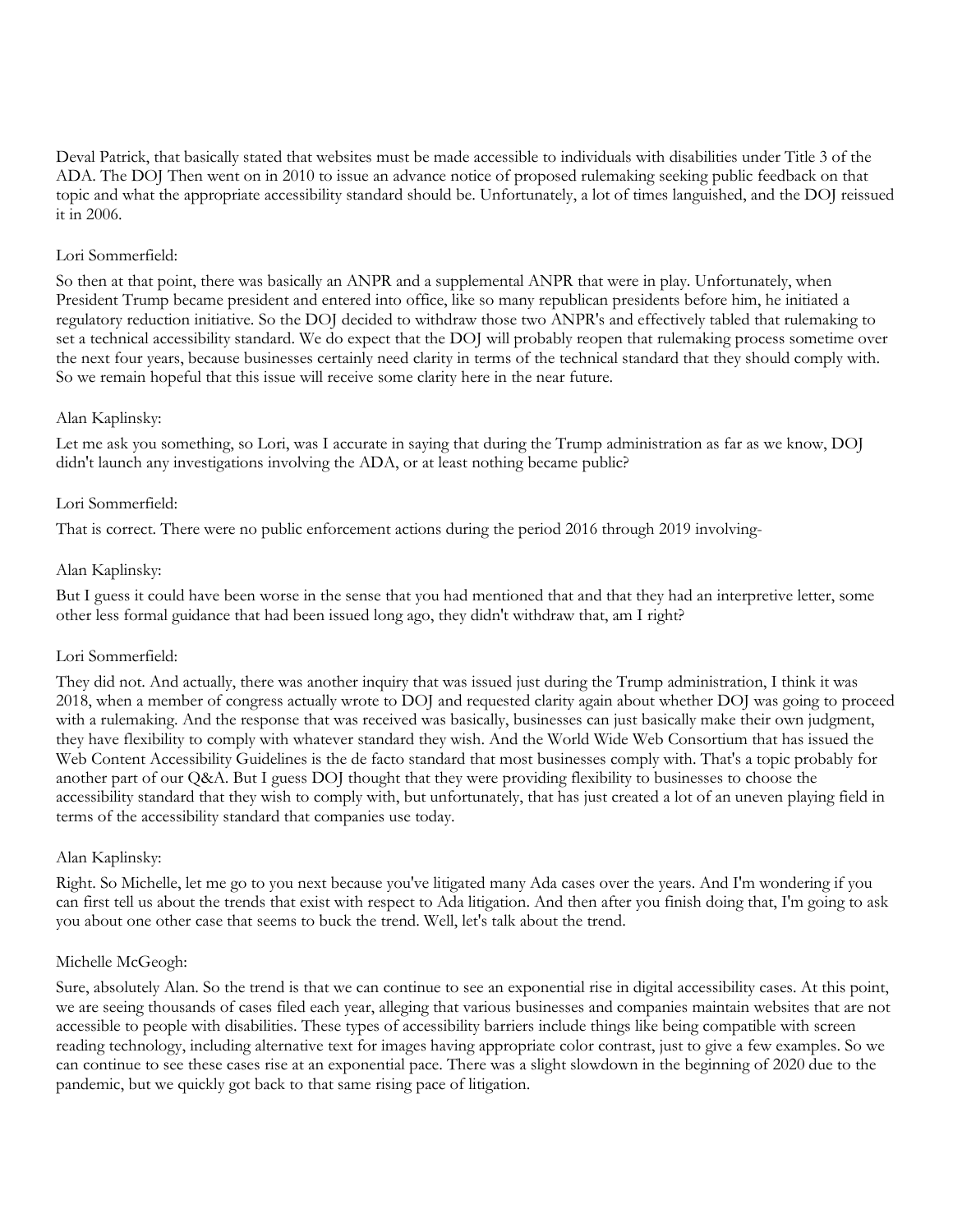Deval Patrick, that basically stated that websites must be made accessible to individuals with disabilities under Title 3 of the ADA. The DOJ Then went on in 2010 to issue an advance notice of proposed rulemaking seeking public feedback on that topic and what the appropriate accessibility standard should be. Unfortunately, a lot of times languished, and the DOJ reissued it in 2006.

Lori Sommerfield:

So then at that point, there was basically an ANPR and a supplemental ANPR that were in play. Unfortunately, when President Trump became president and entered into office, like so many republican presidents before him, he initiated a regulatory reduction initiative. So the DOJ decided to withdraw those two ANPR's and effectively tabled that rulemaking to set a technical accessibility standard. We do expect that the DOJ will probably reopen that rulemaking process sometime over the next four years, because businesses certainly need clarity in terms of the technical standard that they should comply with. So we remain hopeful that this issue will receive some clarity here in the near future.

Alan Kaplinsky:

Let me ask you something, so Lori, was I accurate in saying that during the Trump administration as far as we know, DOJ didn't launch any investigations involving the ADA, or at least nothing became public?

Lori Sommerfield:

That is correct. There were no public enforcement actions during the period 2016 through 2019 involving-

Alan Kaplinsky:

But I guess it could have been worse in the sense that you had mentioned that and that they had an interpretive letter, some other less formal guidance that had been issued long ago, they didn't withdraw that, am I right?

Lori Sommerfield:

They did not. And actually, there was another inquiry that was issued just during the Trump administration, I think it was 2018, when a member of congress actually wrote to DOJ and requested clarity again about whether DOJ was going to proceed with a rulemaking. And the response that was received was basically, businesses can just basically make their own judgment, they have flexibility to comply with whatever standard they wish. And the World Wide Web Consortium that has issued the Web Content Accessibility Guidelines is the de facto standard that most businesses comply with. That's a topic probably for another part of our Q&A. But I guess DOJ thought that they were providing flexibility to businesses to choose the accessibility standard that they wish to comply with, but unfortunately, that has just created a lot of an uneven playing field in terms of the accessibility standard that companies use today.

Alan Kaplinsky:

Right. So Michelle, let me go to you next because you've litigated many Ada cases over the years. And I'm wondering if you can first tell us about the trends that exist with respect to Ada litigation. And then after you finish doing that, I'm going to ask you about one other case that seems to buck the trend. Well, let's talk about the trend.

Michelle McGeogh:

Sure, absolutely Alan. So the trend is that we can continue to see an exponential rise in digital accessibility cases. At this point, we are seeing thousands of cases filed each year, alleging that various businesses and companies maintain websites that are not accessible to people with disabilities. These types of accessibility barriers include things like being compatible with screen reading technology, including alternative text for images having appropriate color contrast, just to give a few examples. So we can continue to see these cases rise at an exponential pace. There was a slight slowdown in the beginning of 2020 due to the pandemic, but we quickly got back to that same rising pace of litigation.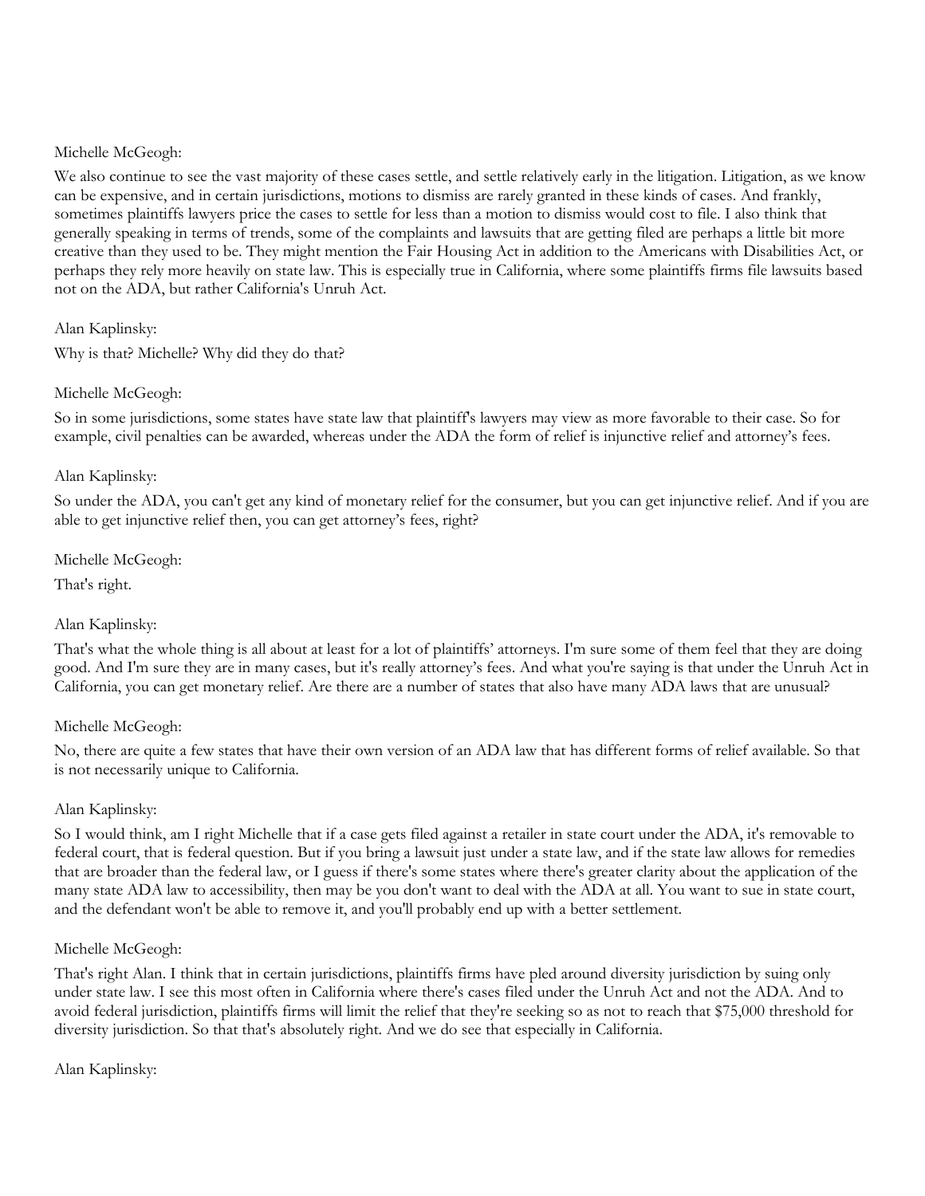Michelle McGeogh:

We also continue to see the vast majority of these cases settle, and settle relatively early in the litigation. Litigation, as we know can be expensive, and in certain jurisdictions, motions to dismiss are rarely granted in these kinds of cases. And frankly, sometimes plaintiffs lawyers price the cases to settle for less than a motion to dismiss would cost to file. I also think that generally speaking in terms of trends, some of the complaints and lawsuits that are getting filed are perhaps a little bit more creative than they used to be. They might mention the Fair Housing Act in addition to the Americans with Disabilities Act, or perhaps they rely more heavily on state law. This is especially true in California, where some plaintiffs firms file lawsuits based not on the ADA, but rather California's Unruh Act.

Alan Kaplinsky:

Why is that? Michelle? Why did they do that?

Michelle McGeogh:

So in some jurisdictions, some states have state law that plaintiff's lawyers may view as more favorable to their case. So for example, civil penalties can be awarded, whereas under the ADA the form of relief is injunctive relief and attorney's fees.

Alan Kaplinsky:

So under the ADA, you can't get any kind of monetary relief for the consumer, but you can get injunctive relief. And if you are able to get injunctive relief then, you can get attorney's fees, right?

Michelle McGeogh:

That's right.

Alan Kaplinsky:

That's what the whole thing is all about at least for a lot of plaintiffs' attorneys. I'm sure some of them feel that they are doing good. And I'm sure they are in many cases, but it's really attorney's fees. And what you're saying is that under the Unruh Act in California, you can get monetary relief. Are there are a number of states that also have many ADA laws that are unusual?

Michelle McGeogh:

No, there are quite a few states that have their own version of an ADA law that has different forms of relief available. So that is not necessarily unique to California.

Alan Kaplinsky:

So I would think, am I right Michelle that if a case gets filed against a retailer in state court under the ADA, it's removable to federal court, that is federal question. But if you bring a lawsuit just under a state law, and if the state law allows for remedies that are broader than the federal law, or I guess if there's some states where there's greater clarity about the application of the many state ADA law to accessibility, then may be you don't want to deal with the ADA at all. You want to sue in state court, and the defendant won't be able to remove it, and you'll probably end up with a better settlement.

Michelle McGeogh:

That's right Alan. I think that in certain jurisdictions, plaintiffs firms have pled around diversity jurisdiction by suing only under state law. I see this most often in California where there's cases filed under the Unruh Act and not the ADA. And to avoid federal jurisdiction, plaintiffs firms will limit the relief that they're seeking so as not to reach that $75,000 threshold for diversity jurisdiction. So that that's absolutely right. And we do see that especially in California.

Alan Kaplinsky: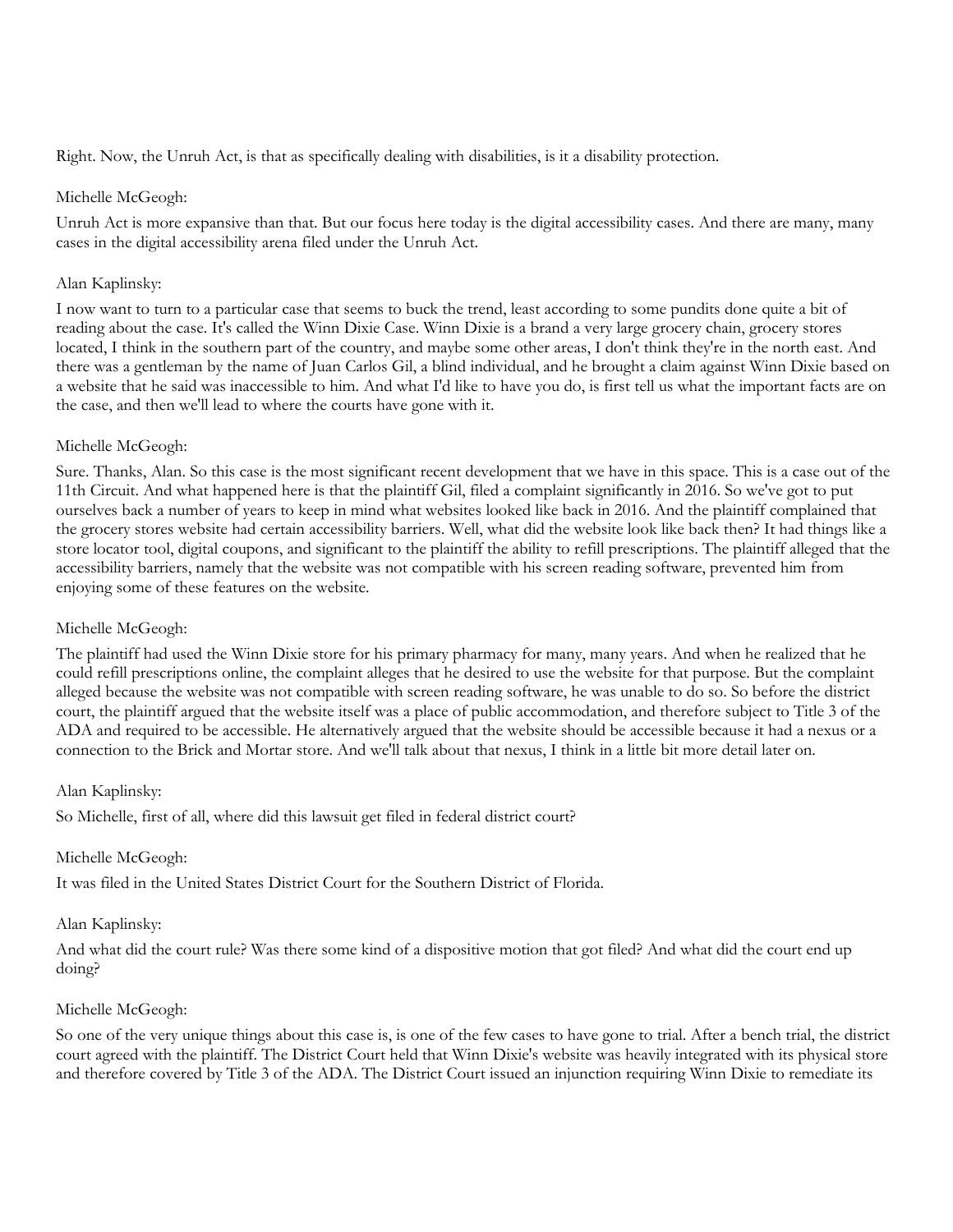Right. Now, the Unruh Act, is that as specifically dealing with disabilities, is it a disability protection.

Michelle McGeogh:

Unruh Act is more expansive than that. But our focus here today is the digital accessibility cases. And there are many, many cases in the digital accessibility arena filed under the Unruh Act.

Alan Kaplinsky:

I now want to turn to a particular case that seems to buck the trend, least according to some pundits done quite a bit of reading about the case. It's called the Winn Dixie Case. Winn Dixie is a brand a very large grocery chain, grocery stores located, I think in the southern part of the country, and maybe some other areas, I don't think they're in the north east. And there was a gentleman by the name of Juan Carlos Gil, a blind individual, and he brought a claim against Winn Dixie based on a website that he said was inaccessible to him. And what I'd like to have you do, is first tell us what the important facts are on the case, and then we'll lead to where the courts have gone with it.

Michelle McGeogh:

Sure. Thanks, Alan. So this case is the most significant recent development that we have in this space. This is a case out of the 11th Circuit. And what happened here is that the plaintiff Gil, filed a complaint significantly in 2016. So we've got to put ourselves back a number of years to keep in mind what websites looked like back in 2016. And the plaintiff complained that the grocery stores website had certain accessibility barriers. Well, what did the website look like back then? It had things like a store locator tool, digital coupons, and significant to the plaintiff the ability to refill prescriptions. The plaintiff alleged that the accessibility barriers, namely that the website was not compatible with his screen reading software, prevented him from enjoying some of these features on the website.

Michelle McGeogh:

The plaintiff had used the Winn Dixie store for his primary pharmacy for many, many years. And when he realized that he could refill prescriptions online, the complaint alleges that he desired to use the website for that purpose. But the complaint alleged because the website was not compatible with screen reading software, he was unable to do so. So before the district court, the plaintiff argued that the website itself was a place of public accommodation, and therefore subject to Title 3 of the ADA and required to be accessible. He alternatively argued that the website should be accessible because it had a nexus or a connection to the Brick and Mortar store. And we'll talk about that nexus, I think in a little bit more detail later on.

Alan Kaplinsky:

So Michelle, first of all, where did this lawsuit get filed in federal district court?

Michelle McGeogh:

It was filed in the United States District Court for the Southern District of Florida.

Alan Kaplinsky:

And what did the court rule? Was there some kind of a dispositive motion that got filed? And what did the court end up doing?

Michelle McGeogh:

So one of the very unique things about this case is, is one of the few cases to have gone to trial. After a bench trial, the district court agreed with the plaintiff. The District Court held that Winn Dixie's website was heavily integrated with its physical store and therefore covered by Title 3 of the ADA. The District Court issued an injunction requiring Winn Dixie to remediate its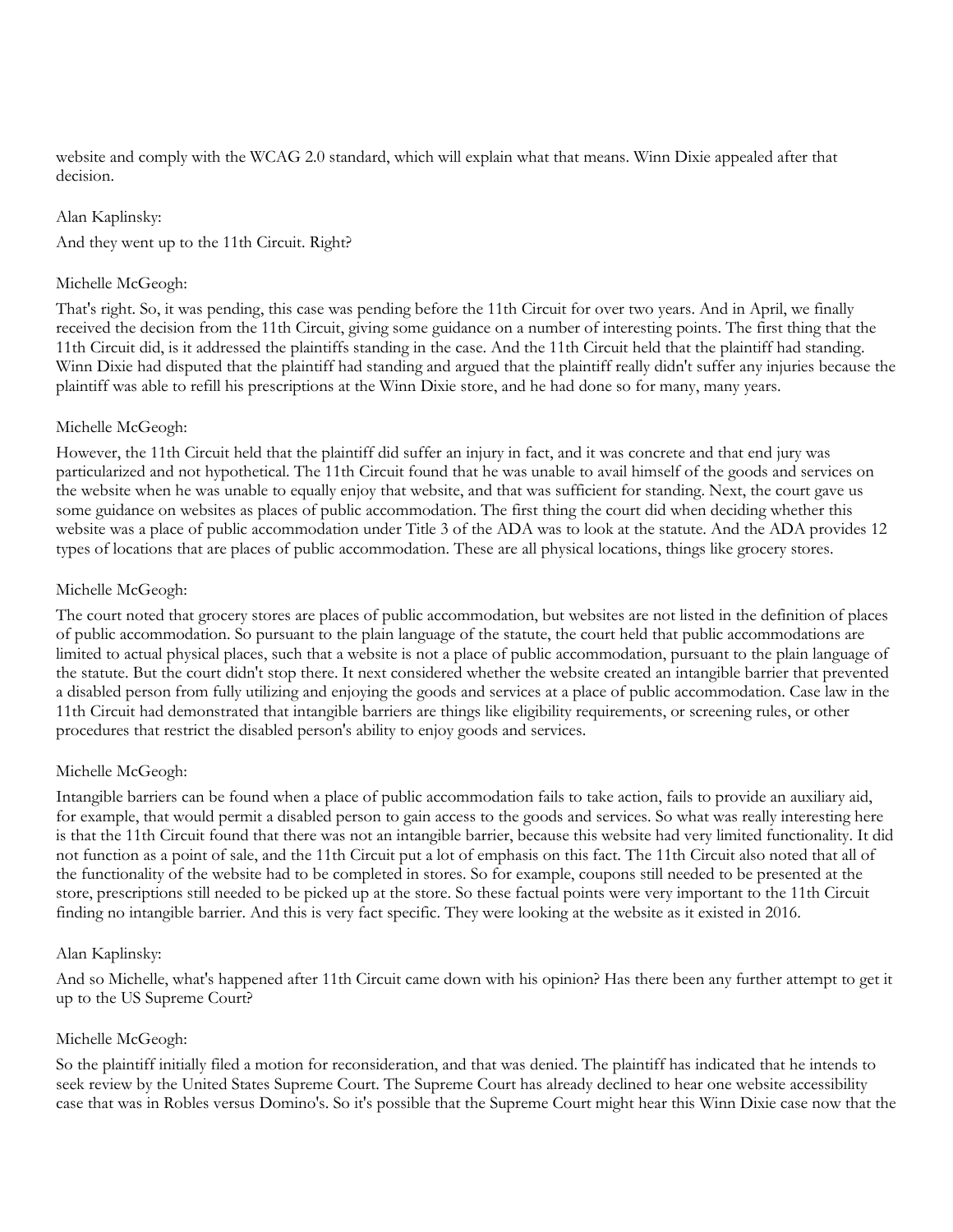website and comply with the WCAG 2.0 standard, which will explain what that means. Winn Dixie appealed after that decision.

Alan Kaplinsky:

And they went up to the 11th Circuit. Right?

Michelle McGeogh:

That's right. So, it was pending, this case was pending before the 11th Circuit for over two years. And in April, we finally received the decision from the 11th Circuit, giving some guidance on a number of interesting points. The first thing that the 11th Circuit did, is it addressed the plaintiffs standing in the case. And the 11th Circuit held that the plaintiff had standing. Winn Dixie had disputed that the plaintiff had standing and argued that the plaintiff really didn't suffer any injuries because the plaintiff was able to refill his prescriptions at the Winn Dixie store, and he had done so for many, many years.

Michelle McGeogh:

However, the 11th Circuit held that the plaintiff did suffer an injury in fact, and it was concrete and that end jury was particularized and not hypothetical. The 11th Circuit found that he was unable to avail himself of the goods and services on the website when he was unable to equally enjoy that website, and that was sufficient for standing. Next, the court gave us some guidance on websites as places of public accommodation. The first thing the court did when deciding whether this website was a place of public accommodation under Title 3 of the ADA was to look at the statute. And the ADA provides 12 types of locations that are places of public accommodation. These are all physical locations, things like grocery stores.

Michelle McGeogh:

The court noted that grocery stores are places of public accommodation, but websites are not listed in the definition of places of public accommodation. So pursuant to the plain language of the statute, the court held that public accommodations are limited to actual physical places, such that a website is not a place of public accommodation, pursuant to the plain language of the statute. But the court didn't stop there. It next considered whether the website created an intangible barrier that prevented a disabled person from fully utilizing and enjoying the goods and services at a place of public accommodation. Case law in the 11th Circuit had demonstrated that intangible barriers are things like eligibility requirements, or screening rules, or other procedures that restrict the disabled person's ability to enjoy goods and services.

Michelle McGeogh:

Intangible barriers can be found when a place of public accommodation fails to take action, fails to provide an auxiliary aid, for example, that would permit a disabled person to gain access to the goods and services. So what was really interesting here is that the 11th Circuit found that there was not an intangible barrier, because this website had very limited functionality. It did not function as a point of sale, and the 11th Circuit put a lot of emphasis on this fact. The 11th Circuit also noted that all of the functionality of the website had to be completed in stores. So for example, coupons still needed to be presented at the store, prescriptions still needed to be picked up at the store. So these factual points were very important to the 11th Circuit finding no intangible barrier. And this is very fact specific. They were looking at the website as it existed in 2016.

Alan Kaplinsky:

And so Michelle, what's happened after 11th Circuit came down with his opinion? Has there been any further attempt to get it up to the US Supreme Court?

Michelle McGeogh:

So the plaintiff initially filed a motion for reconsideration, and that was denied. The plaintiff has indicated that he intends to seek review by the United States Supreme Court. The Supreme Court has already declined to hear one website accessibility case that was in Robles versus Domino's. So it's possible that the Supreme Court might hear this Winn Dixie case now that the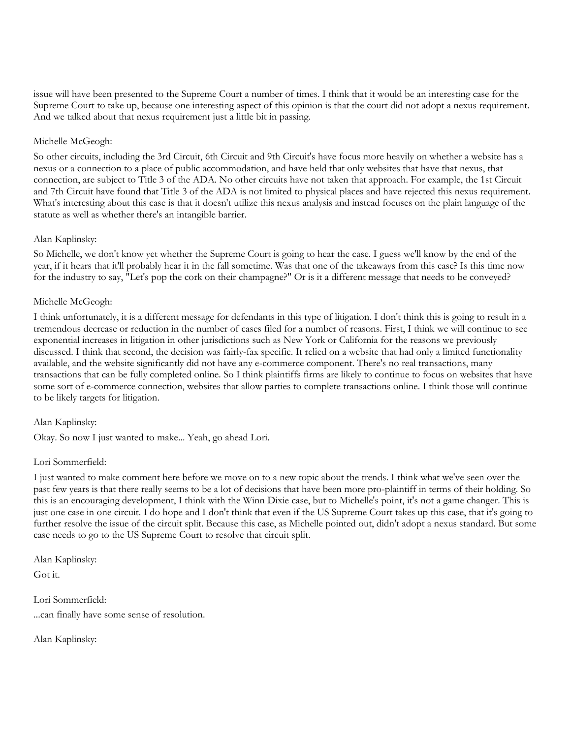issue will have been presented to the Supreme Court a number of times. I think that it would be an interesting case for the Supreme Court to take up, because one interesting aspect of this opinion is that the court did not adopt a nexus requirement. And we talked about that nexus requirement just a little bit in passing.

Michelle McGeogh:

So other circuits, including the 3rd Circuit, 6th Circuit and 9th Circuit's have focus more heavily on whether a website has a nexus or a connection to a place of public accommodation, and have held that only websites that have that nexus, that connection, are subject to Title 3 of the ADA. No other circuits have not taken that approach. For example, the 1st Circuit and 7th Circuit have found that Title 3 of the ADA is not limited to physical places and have rejected this nexus requirement. What's interesting about this case is that it doesn't utilize this nexus analysis and instead focuses on the plain language of the statute as well as whether there's an intangible barrier.

Alan Kaplinsky:

So Michelle, we don't know yet whether the Supreme Court is going to hear the case. I guess we'll know by the end of the year, if it hears that it'll probably hear it in the fall sometime. Was that one of the takeaways from this case? Is this time now for the industry to say, "Let's pop the cork on their champagne?" Or is it a different message that needs to be conveyed?

Michelle McGeogh:

I think unfortunately, it is a different message for defendants in this type of litigation. I don't think this is going to result in a tremendous decrease or reduction in the number of cases filed for a number of reasons. First, I think we will continue to see exponential increases in litigation in other jurisdictions such as New York or California for the reasons we previously discussed. I think that second, the decision was fairly-fax specific. It relied on a website that had only a limited functionality available, and the website significantly did not have any e-commerce component. There's no real transactions, many transactions that can be fully completed online. So I think plaintiffs firms are likely to continue to focus on websites that have some sort of e-commerce connection, websites that allow parties to complete transactions online. I think those will continue to be likely targets for litigation.

Alan Kaplinsky:

Okay. So now I just wanted to make... Yeah, go ahead Lori.

Lori Sommerfield:

I just wanted to make comment here before we move on to a new topic about the trends. I think what we've seen over the past few years is that there really seems to be a lot of decisions that have been more pro-plaintiff in terms of their holding. So this is an encouraging development, I think with the Winn Dixie case, but to Michelle's point, it's not a game changer. This is just one case in one circuit. I do hope and I don't think that even if the US Supreme Court takes up this case, that it's going to further resolve the issue of the circuit split. Because this case, as Michelle pointed out, didn't adopt a nexus standard. But some case needs to go to the US Supreme Court to resolve that circuit split.

Alan Kaplinsky:

Got it.

Lori Sommerfield:

...can finally have some sense of resolution.

Alan Kaplinsky: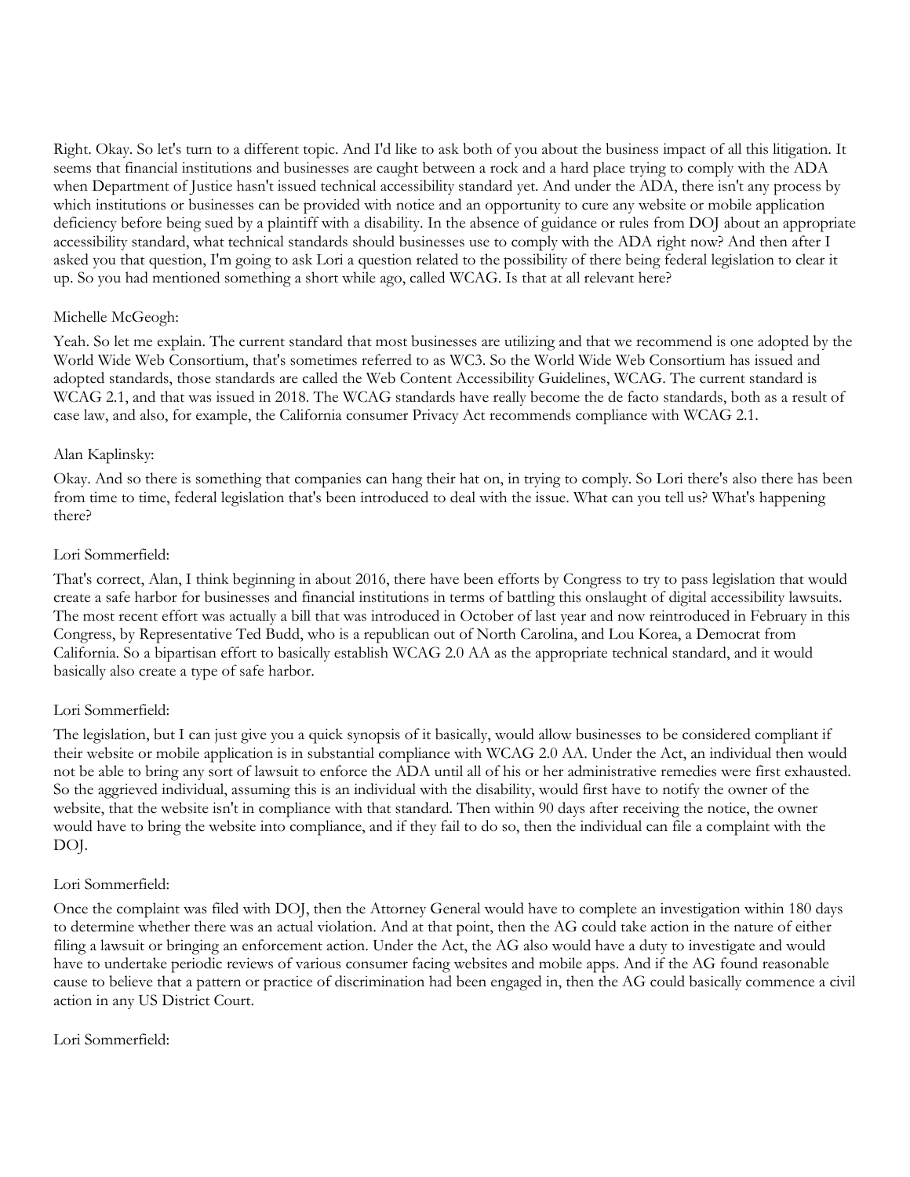Right. Okay. So let's turn to a different topic. And I'd like to ask both of you about the business impact of all this litigation. It seems that financial institutions and businesses are caught between a rock and a hard place trying to comply with the ADA when Department of Justice hasn't issued technical accessibility standard yet. And under the ADA, there isn't any process by which institutions or businesses can be provided with notice and an opportunity to cure any website or mobile application deficiency before being sued by a plaintiff with a disability. In the absence of guidance or rules from DOJ about an appropriate accessibility standard, what technical standards should businesses use to comply with the ADA right now? And then after I asked you that question, I'm going to ask Lori a question related to the possibility of there being federal legislation to clear it up. So you had mentioned something a short while ago, called WCAG. Is that at all relevant here?

Michelle McGeogh:

Yeah. So let me explain. The current standard that most businesses are utilizing and that we recommend is one adopted by the World Wide Web Consortium, that's sometimes referred to as WC3. So the World Wide Web Consortium has issued and adopted standards, those standards are called the Web Content Accessibility Guidelines, WCAG. The current standard is WCAG 2.1, and that was issued in 2018. The WCAG standards have really become the de facto standards, both as a result of case law, and also, for example, the California consumer Privacy Act recommends compliance with WCAG 2.1.

Alan Kaplinsky:

Okay. And so there is something that companies can hang their hat on, in trying to comply. So Lori there's also there has been from time to time, federal legislation that's been introduced to deal with the issue. What can you tell us? What's happening there?

Lori Sommerfield:

That's correct, Alan, I think beginning in about 2016, there have been efforts by Congress to try to pass legislation that would create a safe harbor for businesses and financial institutions in terms of battling this onslaught of digital accessibility lawsuits. The most recent effort was actually a bill that was introduced in October of last year and now reintroduced in February in this Congress, by Representative Ted Budd, who is a republican out of North Carolina, and Lou Korea, a Democrat from California. So a bipartisan effort to basically establish WCAG 2.0 AA as the appropriate technical standard, and it would basically also create a type of safe harbor.

Lori Sommerfield:

The legislation, but I can just give you a quick synopsis of it basically, would allow businesses to be considered compliant if their website or mobile application is in substantial compliance with WCAG 2.0 AA. Under the Act, an individual then would not be able to bring any sort of lawsuit to enforce the ADA until all of his or her administrative remedies were first exhausted. So the aggrieved individual, assuming this is an individual with the disability, would first have to notify the owner of the website, that the website isn't in compliance with that standard. Then within 90 days after receiving the notice, the owner would have to bring the website into compliance, and if they fail to do so, then the individual can file a complaint with the DOJ.

Lori Sommerfield:

Once the complaint was filed with DOJ, then the Attorney General would have to complete an investigation within 180 days to determine whether there was an actual violation. And at that point, then the AG could take action in the nature of either filing a lawsuit or bringing an enforcement action. Under the Act, the AG also would have a duty to investigate and would have to undertake periodic reviews of various consumer facing websites and mobile apps. And if the AG found reasonable cause to believe that a pattern or practice of discrimination had been engaged in, then the AG could basically commence a civil action in any US District Court.

Lori Sommerfield: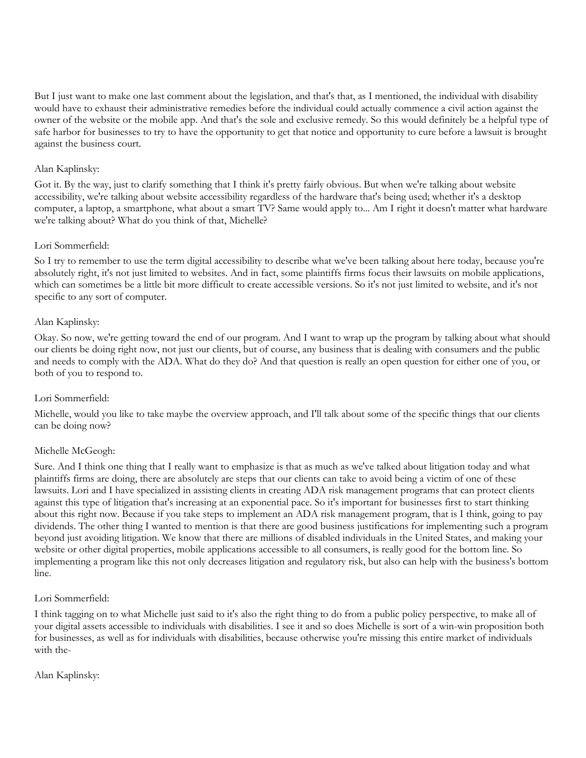But I just want to make one last comment about the legislation, and that's that, as I mentioned, the individual with disability would have to exhaust their administrative remedies before the individual could actually commence a civil action against the owner of the website or the mobile app. And that's the sole and exclusive remedy. So this would definitely be a helpful type of safe harbor for businesses to try to have the opportunity to get that notice and opportunity to cure before a lawsuit is brought against the business court.

Alan Kaplinsky:

Got it. By the way, just to clarify something that I think it's pretty fairly obvious. But when we're talking about website accessibility, we're talking about website accessibility regardless of the hardware that's being used; whether it's a desktop computer, a laptop, a smartphone, what about a smart TV? Same would apply to... Am I right it doesn't matter what hardware we're talking about? What do you think of that, Michelle?

Lori Sommerfield:

So I try to remember to use the term digital accessibility to describe what we've been talking about here today, because you're absolutely right, it's not just limited to websites. And in fact, some plaintiffs firms focus their lawsuits on mobile applications, which can sometimes be a little bit more difficult to create accessible versions. So it's not just limited to website, and it's not specific to any sort of computer.

Alan Kaplinsky:

Okay. So now, we're getting toward the end of our program. And I want to wrap up the program by talking about what should our clients be doing right now, not just our clients, but of course, any business that is dealing with consumers and the public and needs to comply with the ADA. What do they do? And that question is really an open question for either one of you, or both of you to respond to.

Lori Sommerfield:

Michelle, would you like to take maybe the overview approach, and I'll talk about some of the specific things that our clients can be doing now?

Michelle McGeogh:

Sure. And I think one thing that I really want to emphasize is that as much as we've talked about litigation today and what plaintiffs firms are doing, there are absolutely are steps that our clients can take to avoid being a victim of one of these lawsuits. Lori and I have specialized in assisting clients in creating ADA risk management programs that can protect clients against this type of litigation that's increasing at an exponential pace. So it's important for businesses first to start thinking about this right now. Because if you take steps to implement an ADA risk management program, that is I think, going to pay dividends. The other thing I wanted to mention is that there are good business justifications for implementing such a program beyond just avoiding litigation. We know that there are millions of disabled individuals in the United States, and making your website or other digital properties, mobile applications accessible to all consumers, is really good for the bottom line. So implementing a program like this not only decreases litigation and regulatory risk, but also can help with the business's bottom line.

Lori Sommerfield:

I think tagging on to what Michelle just said to it's also the right thing to do from a public policy perspective, to make all of your digital assets accessible to individuals with disabilities. I see it and so does Michelle is sort of a win-win proposition both for businesses, as well as for individuals with disabilities, because otherwise you're missing this entire market of individuals with the-

Alan Kaplinsky: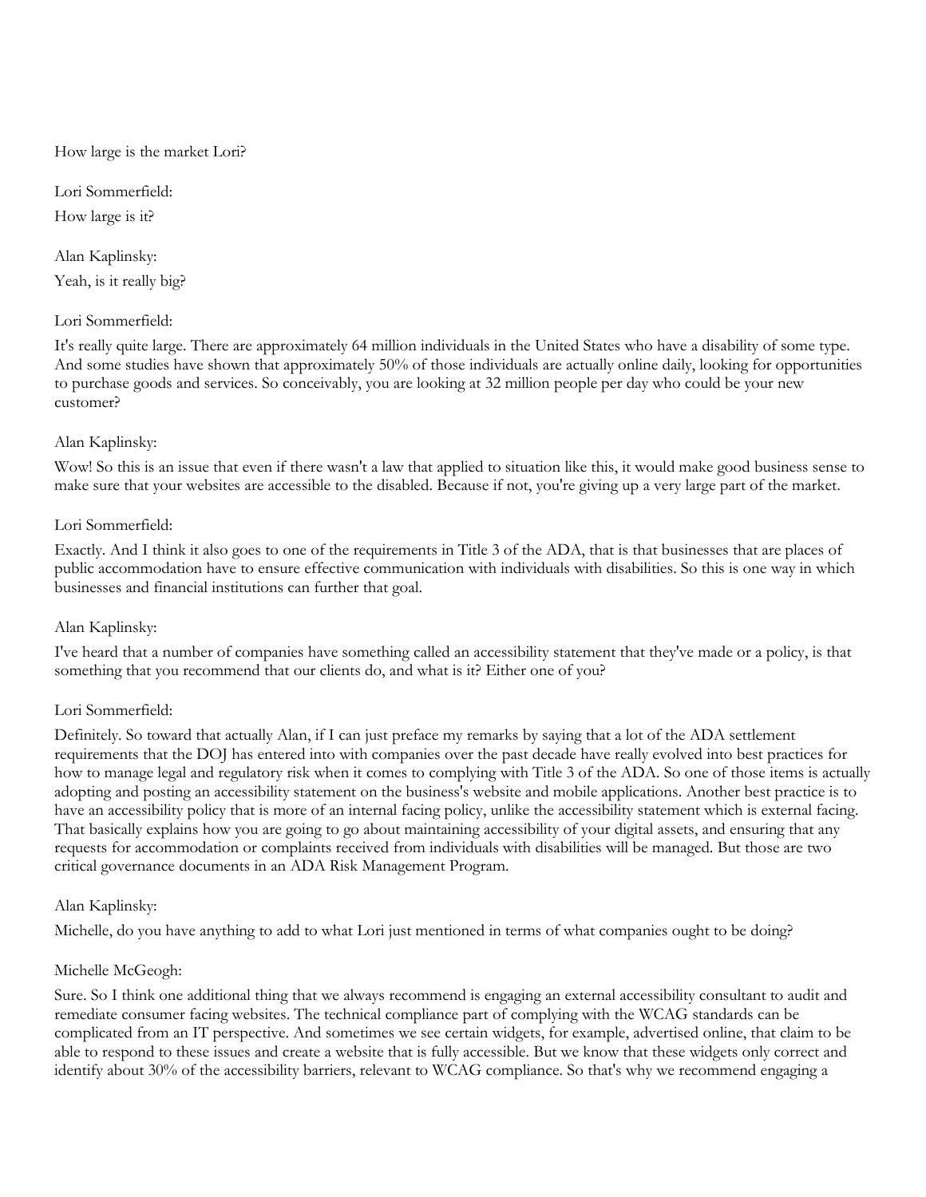How large is the market Lori?

Lori Sommerfield:

How large is it?

Alan Kaplinsky:

Yeah, is it really big?

Lori Sommerfield:

It's really quite large. There are approximately 64 million individuals in the United States who have a disability of some type. And some studies have shown that approximately 50% of those individuals are actually online daily, looking for opportunities to purchase goods and services. So conceivably, you are looking at 32 million people per day who could be your new customer?

Alan Kaplinsky:

Wow! So this is an issue that even if there wasn't a law that applied to situation like this, it would make good business sense to make sure that your websites are accessible to the disabled. Because if not, you're giving up a very large part of the market.

Lori Sommerfield:

Exactly. And I think it also goes to one of the requirements in Title 3 of the ADA, that is that businesses that are places of public accommodation have to ensure effective communication with individuals with disabilities. So this is one way in which businesses and financial institutions can further that goal.

Alan Kaplinsky:

I've heard that a number of companies have something called an accessibility statement that they've made or a policy, is that something that you recommend that our clients do, and what is it? Either one of you?

Lori Sommerfield:

Definitely. So toward that actually Alan, if I can just preface my remarks by saying that a lot of the ADA settlement requirements that the DOJ has entered into with companies over the past decade have really evolved into best practices for how to manage legal and regulatory risk when it comes to complying with Title 3 of the ADA. So one of those items is actually adopting and posting an accessibility statement on the business's website and mobile applications. Another best practice is to have an accessibility policy that is more of an internal facing policy, unlike the accessibility statement which is external facing. That basically explains how you are going to go about maintaining accessibility of your digital assets, and ensuring that any requests for accommodation or complaints received from individuals with disabilities will be managed. But those are two critical governance documents in an ADA Risk Management Program.

Alan Kaplinsky:

Michelle, do you have anything to add to what Lori just mentioned in terms of what companies ought to be doing?

Michelle McGeogh:

Sure. So I think one additional thing that we always recommend is engaging an external accessibility consultant to audit and remediate consumer facing websites. The technical compliance part of complying with the WCAG standards can be complicated from an IT perspective. And sometimes we see certain widgets, for example, advertised online, that claim to be able to respond to these issues and create a website that is fully accessible. But we know that these widgets only correct and identify about 30% of the accessibility barriers, relevant to WCAG compliance. So that's why we recommend engaging a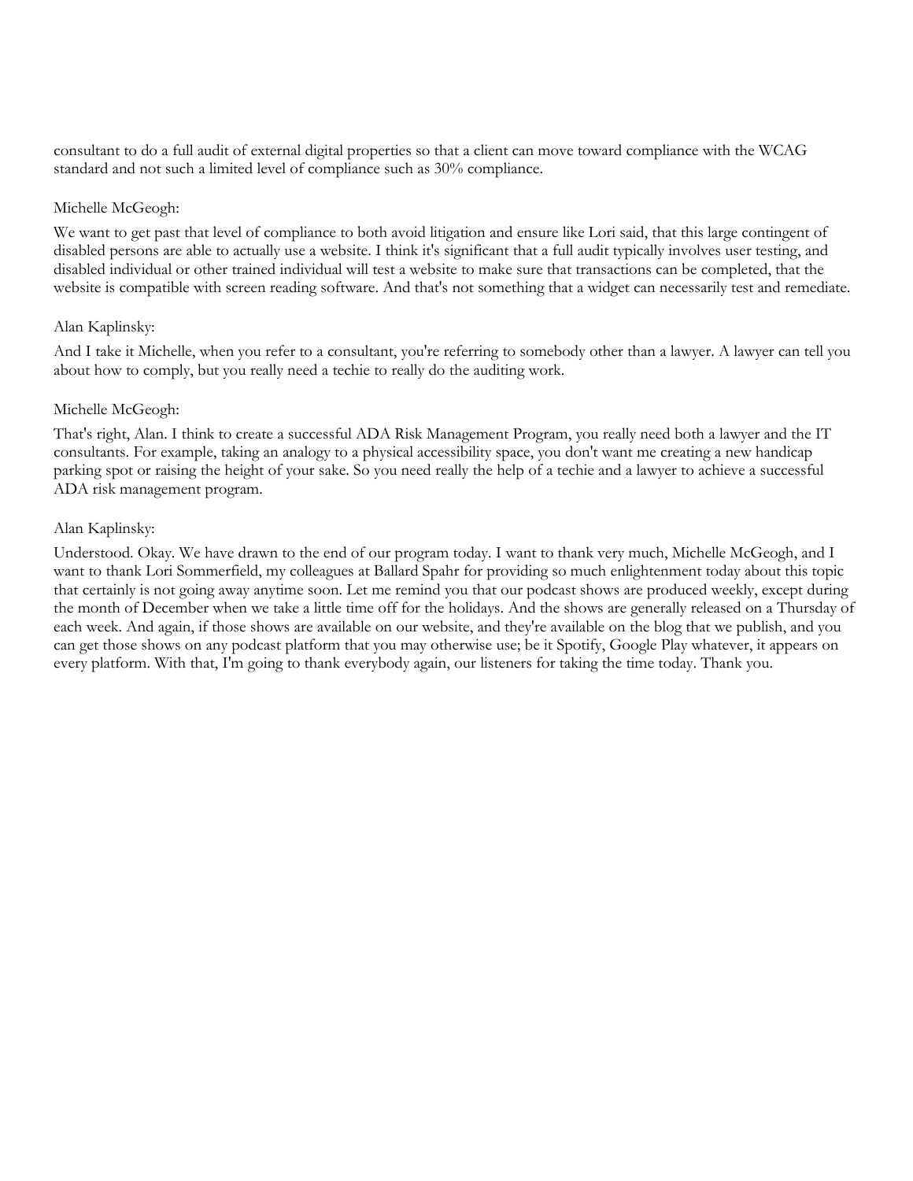consultant to do a full audit of external digital properties so that a client can move toward compliance with the WCAG standard and not such a limited level of compliance such as 30% compliance.

Michelle McGeogh:

We want to get past that level of compliance to both avoid litigation and ensure like Lori said, that this large contingent of disabled persons are able to actually use a website. I think it's significant that a full audit typically involves user testing, and disabled individual or other trained individual will test a website to make sure that transactions can be completed, that the website is compatible with screen reading software. And that's not something that a widget can necessarily test and remediate.

Alan Kaplinsky:

And I take it Michelle, when you refer to a consultant, you're referring to somebody other than a lawyer. A lawyer can tell you about how to comply, but you really need a techie to really do the auditing work.

Michelle McGeogh:

That's right, Alan. I think to create a successful ADA Risk Management Program, you really need both a lawyer and the IT consultants. For example, taking an analogy to a physical accessibility space, you don't want me creating a new handicap parking spot or raising the height of your sake. So you need really the help of a techie and a lawyer to achieve a successful ADA risk management program.

Alan Kaplinsky:

Understood. Okay. We have drawn to the end of our program today. I want to thank very much, Michelle McGeogh, and I want to thank Lori Sommerfield, my colleagues at Ballard Spahr for providing so much enlightenment today about this topic that certainly is not going away anytime soon. Let me remind you that our podcast shows are produced weekly, except during the month of December when we take a little time off for the holidays. And the shows are generally released on a Thursday of each week. And again, if those shows are available on our website, and they're available on the blog that we publish, and you can get those shows on any podcast platform that you may otherwise use; be it Spotify, Google Play whatever, it appears on every platform. With that, I'm going to thank everybody again, our listeners for taking the time today. Thank you.